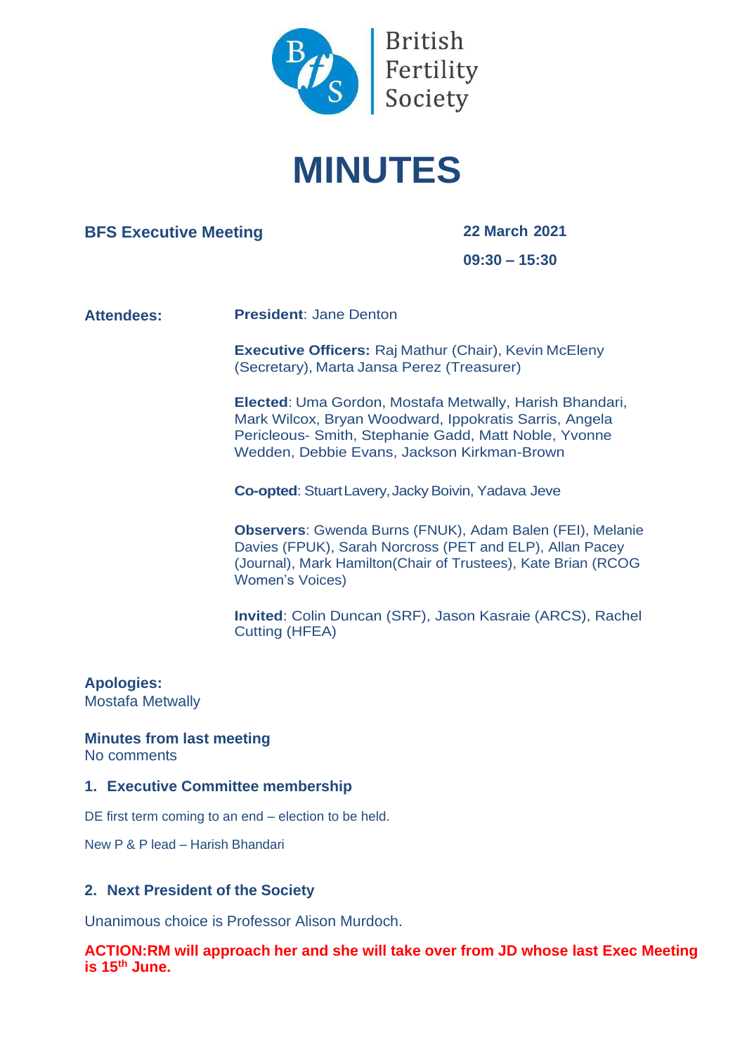British Fertility Society

# MINUTES

**BFS Executive Meeting**

**22 March 2021**

**09:30 – 15:30**

**Attendees:**

**President**: Jane Denton

**Executive Officers:** Raj Mathur (Chair), Kevin McEleny (Secretary), Marta Jansa Perez (Treasurer)

**Elected**: Uma Gordon, Mostafa Metwally, Harish Bhandari, Mark Wilcox, Bryan Woodward, Ippokratis Sarris, Angela Pericleous- Smith, Stephanie Gadd, Matt Noble, Yvonne Wedden, Debbie Evans, Jackson Kirkman-Brown

**Co-opted**: Stuart Lavery, Jacky Boivin, Yadava Jeve

**Observers**: Gwenda Burns (FNUK), Adam Balen (FEI), Melanie Davies (FPUK), Sarah Norcross (PET and ELP), Allan Pacey (Journal), Mark Hamilton(Chair of Trustees), Kate Brian (RCOG Women's Voices)

**Invited**: Colin Duncan (SRF), Jason Kasraie (ARCS), Rachel Cutting (HFEA)

**Apologies:**
Mostafa Metwally

**Minutes from last meeting**
No comments

### 1. Executive Committee membership

DE first term coming to an end – election to be held.

New P & P lead – Harish Bhandari

### 2. Next President of the Society

Unanimous choice is Professor Alison Murdoch.

**ACTION:RM will approach her and she will take over from JD whose last Exec Meeting is 15th June.**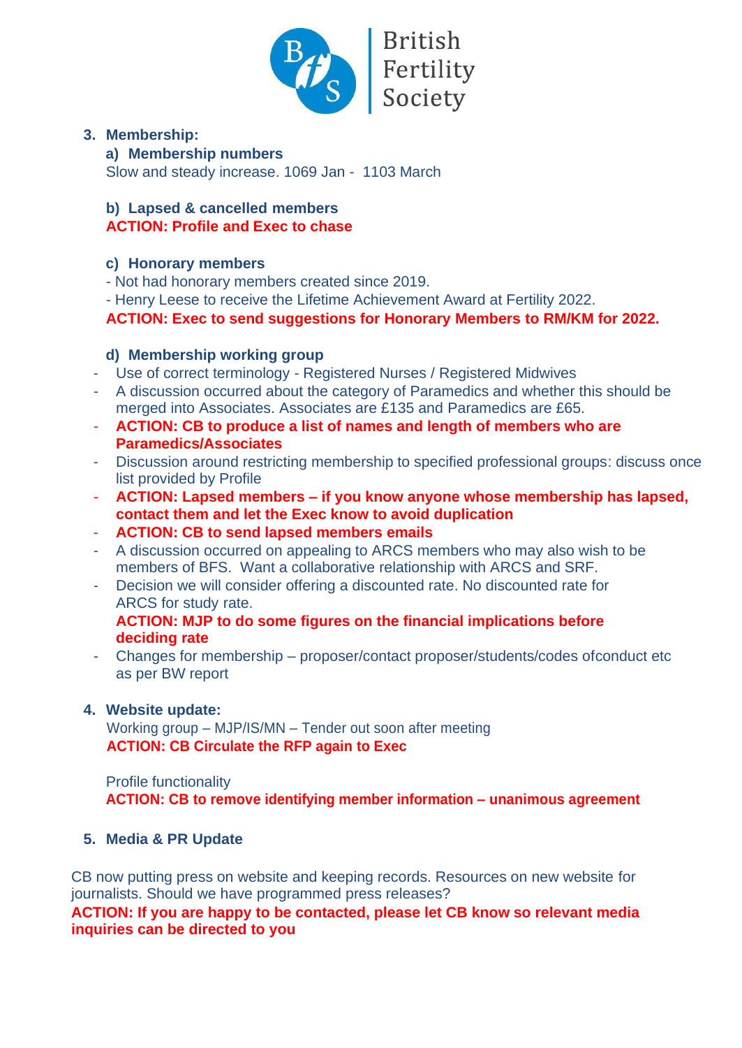3. **Membership:**

   a) **Membership numbers**

   Slow and steady increase. 1069 Jan - 1103 March

   b) **Lapsed & cancelled members**

   **ACTION: Profile and Exec to chase**

   c) **Honorary members**

   - Not had honorary members created since 2019.
   - Henry Leese to receive the Lifetime Achievement Award at Fertility 2022.

   **ACTION: Exec to send suggestions for Honorary Members to RM/KM for 2022.**

   d) **Membership working group**

   - Use of correct terminology - Registered Nurses / Registered Midwives
   - A discussion occurred about the category of Paramedics and whether this should be merged into Associates. Associates are £135 and Paramedics are £65.
   - **ACTION: CB to produce a list of names and length of members who are Paramedics/Associates**
   - Discussion around restricting membership to specified professional groups: discuss once list provided by Profile
   - **ACTION: Lapsed members – if you know anyone whose membership has lapsed, contact them and let the Exec know to avoid duplication**
   - **ACTION: CB to send lapsed members emails**
   - A discussion occurred on appealing to ARCS members who may also wish to be members of BFS. Want a collaborative relationship with ARCS and SRF.
   - Decision we will consider offering a discounted rate. No discounted rate for ARCS for study rate.

     **ACTION: MJP to do some figures on the financial implications before deciding rate**
   - Changes for membership – proposer/contact proposer/students/codes ofconduct etc as per BW report

4. **Website update:**

   Working group – MJP/IS/MN – Tender out soon after meeting

   **ACTION: CB Circulate the RFP again to Exec**

   Profile functionality

   **ACTION: CB to remove identifying member information – unanimous agreement**

5. **Media & PR Update**

CB now putting press on website and keeping records. Resources on new website for journalists. Should we have programmed press releases?

**ACTION: If you are happy to be contacted, please let CB know so relevant media inquiries can be directed to you**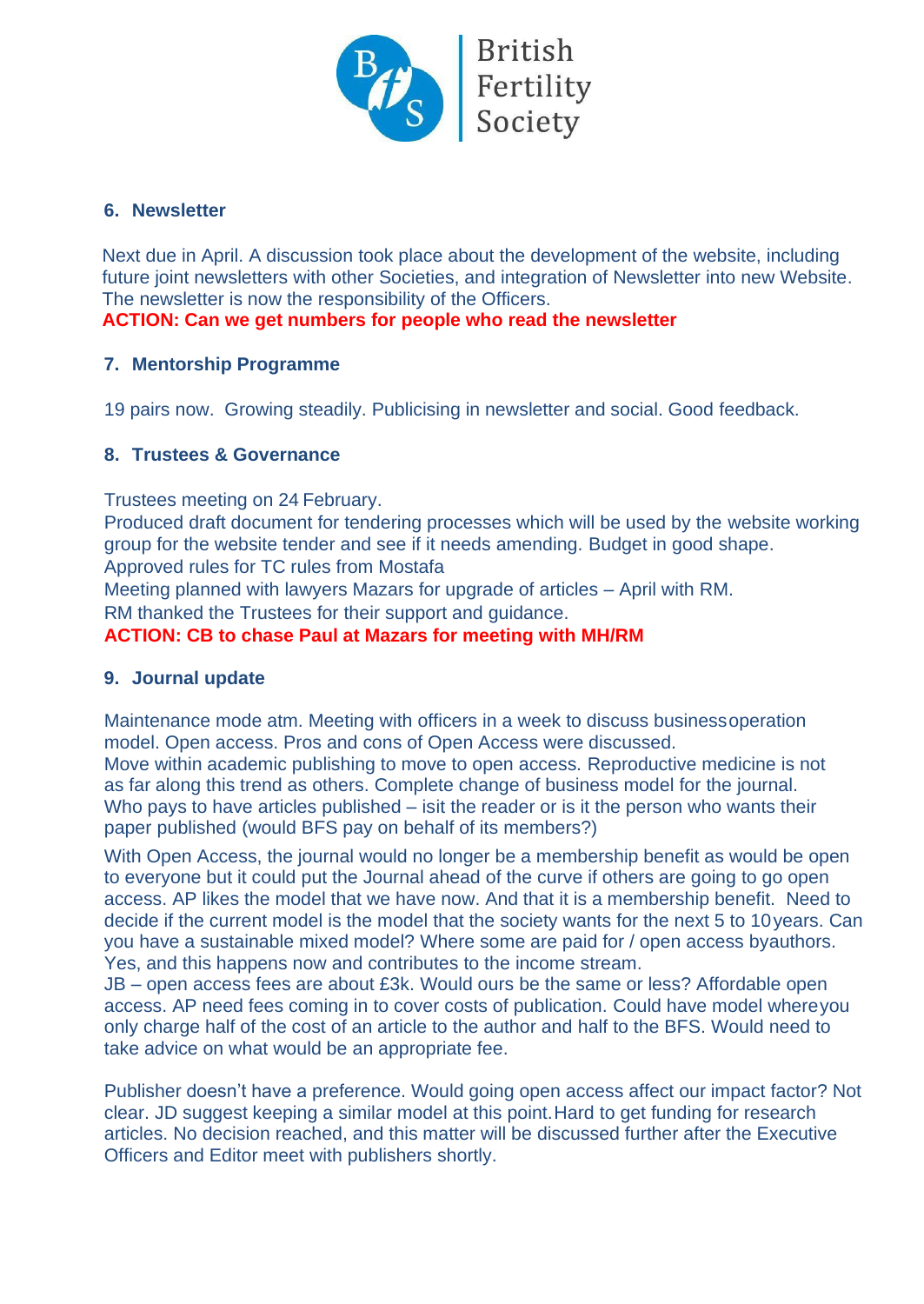## 6. Newsletter

Next due in April. A discussion took place about the development of the website, including future joint newsletters with other Societies, and integration of Newsletter into new Website. The newsletter is now the responsibility of the Officers.

**ACTION: Can we get numbers for people who read the newsletter**

## 7. Mentorship Programme

19 pairs now. Growing steadily. Publicising in newsletter and social. Good feedback.

## 8. Trustees & Governance

Trustees meeting on 24 February.
Produced draft document for tendering processes which will be used by the website working group for the website tender and see if it needs amending. Budget in good shape.
Approved rules for TC rules from Mostafa
Meeting planned with lawyers Mazars for upgrade of articles – April with RM.
RM thanked the Trustees for their support and guidance.

**ACTION: CB to chase Paul at Mazars for meeting with MH/RM**

## 9. Journal update

Maintenance mode atm. Meeting with officers in a week to discuss business operation model. Open access. Pros and cons of Open Access were discussed.
Move within academic publishing to move to open access. Reproductive medicine is not as far along this trend as others. Complete change of business model for the journal.
Who pays to have articles published – is it the reader or is it the person who wants their paper published (would BFS pay on behalf of its members?)

With Open Access, the journal would no longer be a membership benefit as would be open to everyone but it could put the Journal ahead of the curve if others are going to go open access. AP likes the model that we have now. And that it is a membership benefit. Need to decide if the current model is the model that the society wants for the next 5 to 10 years. Can you have a sustainable mixed model? Where some are paid for / open access by authors. Yes, and this happens now and contributes to the income stream.
JB – open access fees are about £3k. Would ours be the same or less? Affordable open access. AP need fees coming in to cover costs of publication. Could have model where you only charge half of the cost of an article to the author and half to the BFS. Would need to take advice on what would be an appropriate fee.

Publisher doesn't have a preference. Would going open access affect our impact factor? Not clear. JD suggest keeping a similar model at this point. Hard to get funding for research articles. No decision reached, and this matter will be discussed further after the Executive Officers and Editor meet with publishers shortly.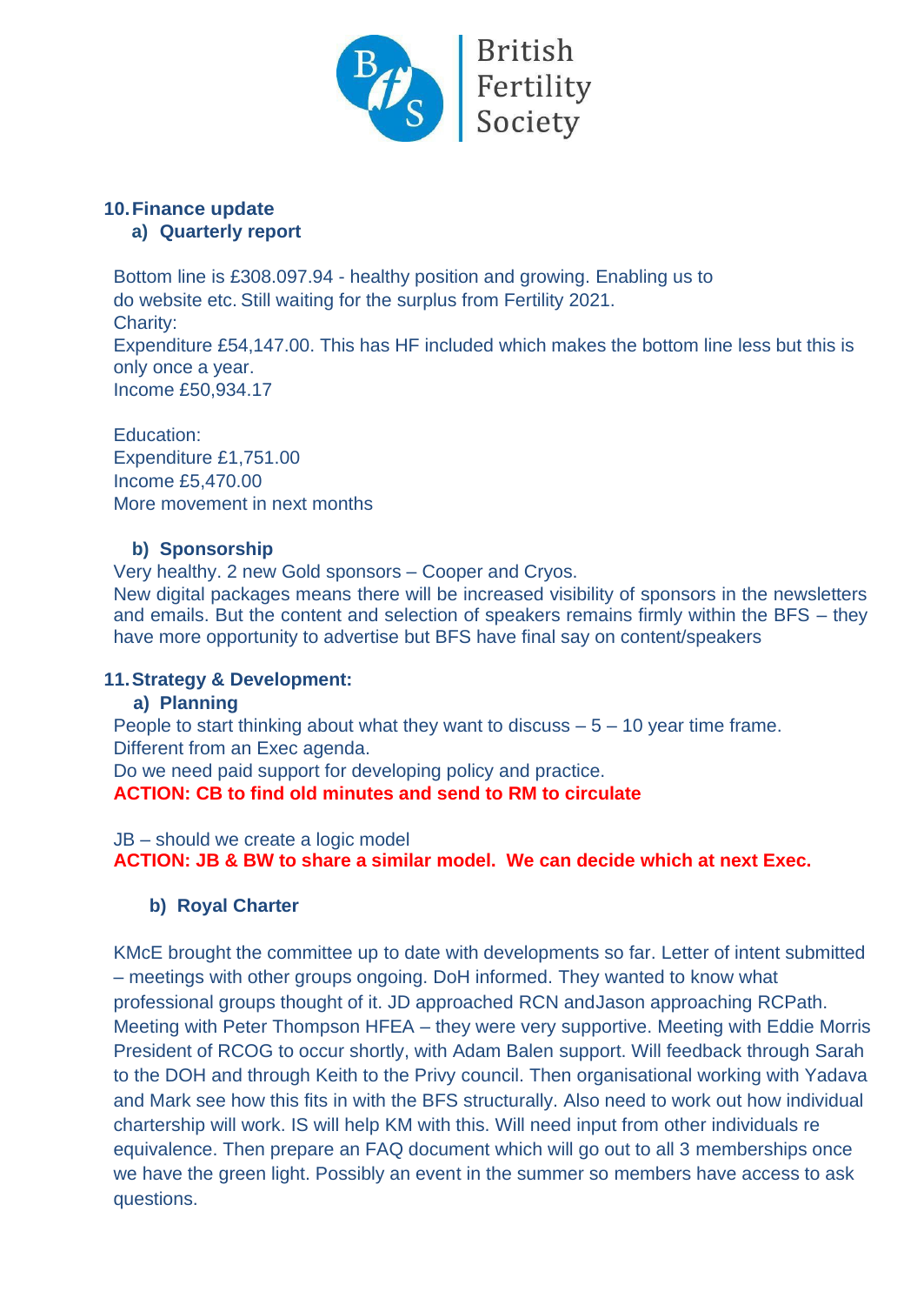## 10. Finance update

### a) Quarterly report

Bottom line is £308.097.94 - healthy position and growing. Enabling us to do website etc. Still waiting for the surplus from Fertility 2021.
Charity:
Expenditure £54,147.00. This has HF included which makes the bottom line less but this is only once a year.
Income £50,934.17

Education:
Expenditure £1,751.00
Income £5,470.00
More movement in next months

### b) Sponsorship

Very healthy. 2 new Gold sponsors – Cooper and Cryos.
New digital packages means there will be increased visibility of sponsors in the newsletters and emails. But the content and selection of speakers remains firmly within the BFS – they have more opportunity to advertise but BFS have final say on content/speakers

## 11. Strategy & Development:

### a) Planning

People to start thinking about what they want to discuss – 5 – 10 year time frame.
Different from an Exec agenda.
Do we need paid support for developing policy and practice.
**ACTION: CB to find old minutes and send to RM to circulate**

JB – should we create a logic model
**ACTION: JB & BW to share a similar model. We can decide which at next Exec.**

### b) Royal Charter

KMcE brought the committee up to date with developments so far. Letter of intent submitted – meetings with other groups ongoing. DoH informed. They wanted to know what professional groups thought of it. JD approached RCN andJason approaching RCPath. Meeting with Peter Thompson HFEA – they were very supportive. Meeting with Eddie Morris President of RCOG to occur shortly, with Adam Balen support. Will feedback through Sarah to the DOH and through Keith to the Privy council. Then organisational working with Yadava and Mark see how this fits in with the BFS structurally. Also need to work out how individual chartership will work. IS will help KM with this. Will need input from other individuals re equivalence. Then prepare an FAQ document which will go out to all 3 memberships once we have the green light. Possibly an event in the summer so members have access to ask questions.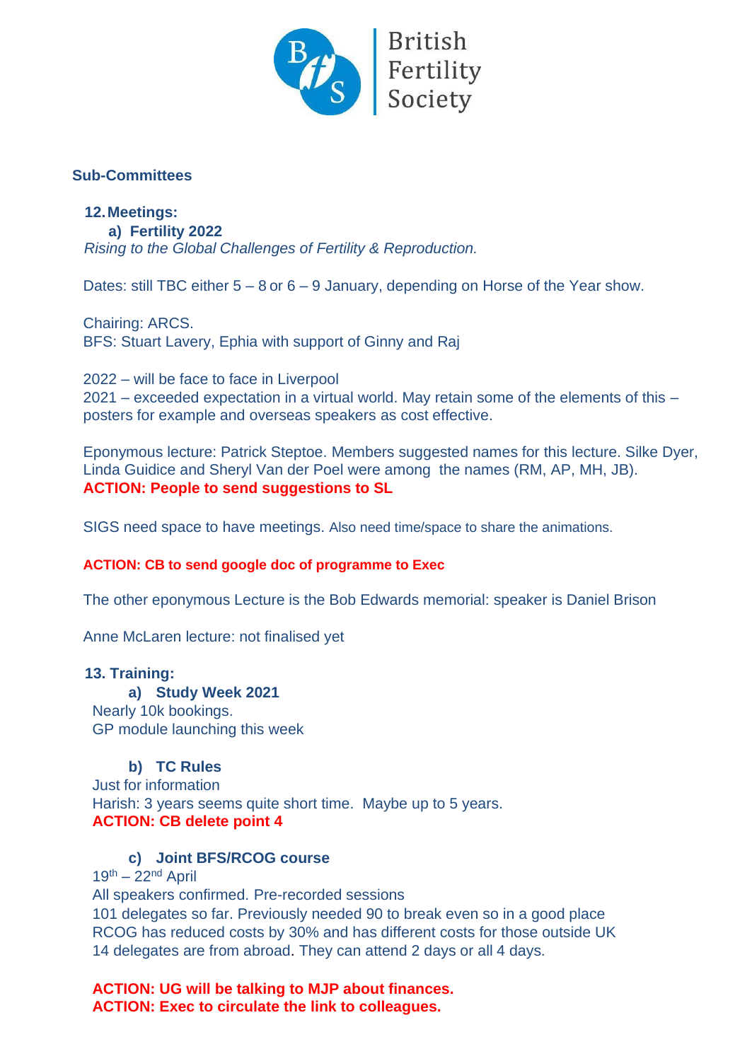## Sub-Committees

### 12. Meetings:

#### a) Fertility 2022

*Rising to the Global Challenges of Fertility & Reproduction.*

Dates: still TBC either 5 – 8 or 6 – 9 January, depending on Horse of the Year show.

Chairing: ARCS.
BFS: Stuart Lavery, Ephia with support of Ginny and Raj

2022 – will be face to face in Liverpool
2021 – exceeded expectation in a virtual world. May retain some of the elements of this – posters for example and overseas speakers as cost effective.

Eponymous lecture: Patrick Steptoe. Members suggested names for this lecture. Silke Dyer, Linda Guidice and Sheryl Van der Poel were among the names (RM, AP, MH, JB).
**ACTION: People to send suggestions to SL**

SIGS need space to have meetings. Also need time/space to share the animations.

**ACTION: CB to send google doc of programme to Exec**

The other eponymous Lecture is the Bob Edwards memorial: speaker is Daniel Brison

Anne McLaren lecture: not finalised yet

### 13. Training:

#### a) Study Week 2021

Nearly 10k bookings.
GP module launching this week

#### b) TC Rules

Just for information
Harish: 3 years seems quite short time. Maybe up to 5 years.
**ACTION: CB delete point 4**

#### c) Joint BFS/RCOG course

19th – 22nd April
All speakers confirmed. Pre-recorded sessions
101 delegates so far. Previously needed 90 to break even so in a good place
RCOG has reduced costs by 30% and has different costs for those outside UK
14 delegates are from abroad. They can attend 2 days or all 4 days.

**ACTION: UG will be talking to MJP about finances.**
**ACTION: Exec to circulate the link to colleagues.**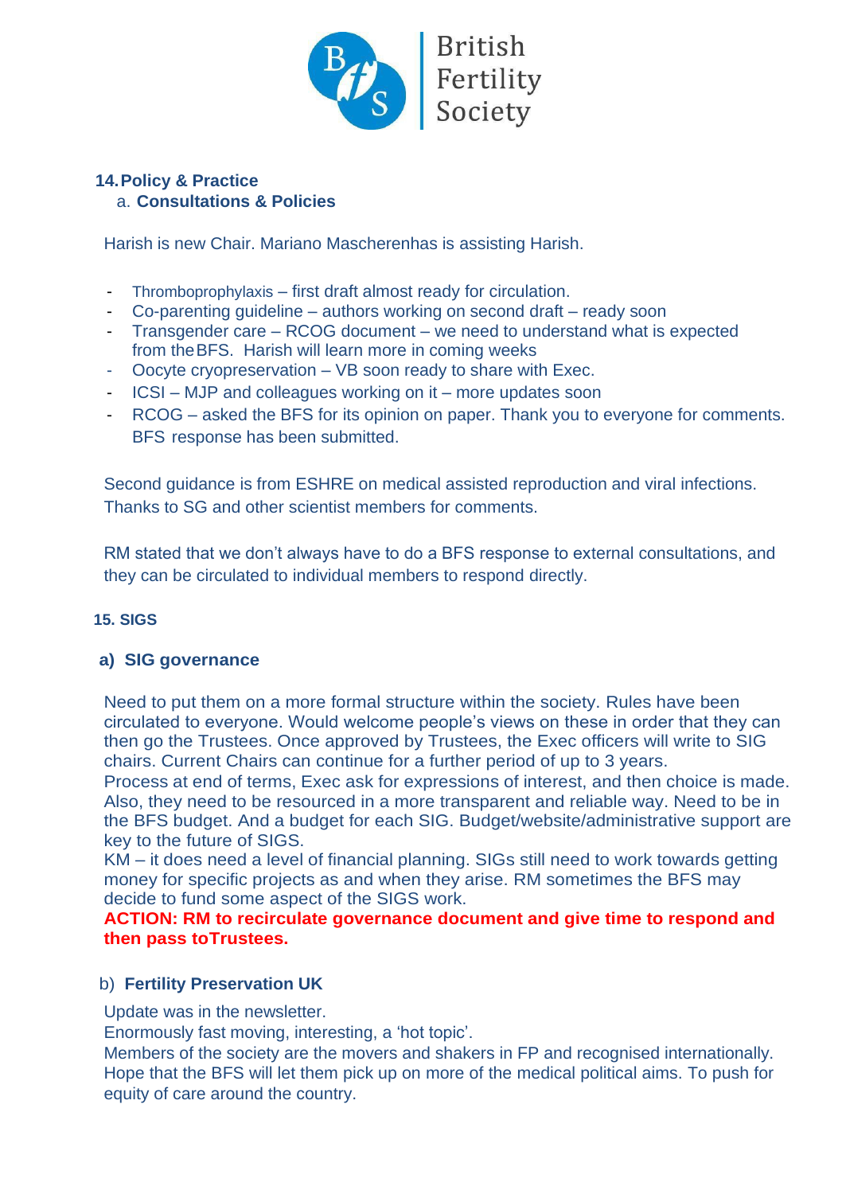### 14. Policy & Practice

#### a. Consultations & Policies

Harish is new Chair. Mariano Mascherenhas is assisting Harish.

- Thromboprophylaxis – first draft almost ready for circulation.
- Co-parenting guideline – authors working on second draft – ready soon
- Transgender care – RCOG document – we need to understand what is expected from the BFS. Harish will learn more in coming weeks
- Oocyte cryopreservation – VB soon ready to share with Exec.
- ICSI – MJP and colleagues working on it – more updates soon
- RCOG – asked the BFS for its opinion on paper. Thank you to everyone for comments. BFS response has been submitted.

Second guidance is from ESHRE on medical assisted reproduction and viral infections. Thanks to SG and other scientist members for comments.

RM stated that we don't always have to do a BFS response to external consultations, and they can be circulated to individual members to respond directly.

### 15. SIGS

#### a) SIG governance

Need to put them on a more formal structure within the society. Rules have been circulated to everyone. Would welcome people's views on these in order that they can then go the Trustees. Once approved by Trustees, the Exec officers will write to SIG chairs. Current Chairs can continue for a further period of up to 3 years.
Process at end of terms, Exec ask for expressions of interest, and then choice is made. Also, they need to be resourced in a more transparent and reliable way. Need to be in the BFS budget. And a budget for each SIG. Budget/website/administrative support are key to the future of SIGS.
KM – it does need a level of financial planning. SIGs still need to work towards getting money for specific projects as and when they arise. RM sometimes the BFS may decide to fund some aspect of the SIGS work.
**ACTION: RM to recirculate governance document and give time to respond and then pass toTrustees.**

#### b) Fertility Preservation UK

Update was in the newsletter.
Enormously fast moving, interesting, a 'hot topic'.
Members of the society are the movers and shakers in FP and recognised internationally. Hope that the BFS will let them pick up on more of the medical political aims. To push for equity of care around the country.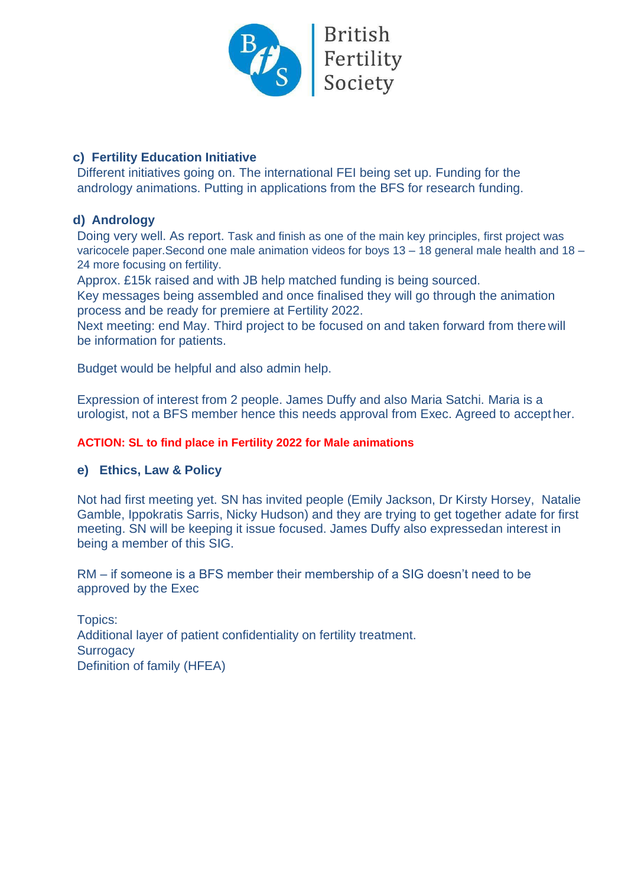**c) Fertility Education Initiative**

Different initiatives going on. The international FEI being set up. Funding for the andrology animations. Putting in applications from the BFS for research funding.

**d) Andrology**

Doing very well. As report. Task and finish as one of the main key principles, first project was varicocele paper.Second one male animation videos for boys 13 – 18 general male health and 18 – 24 more focusing on fertility.

Approx. £15k raised and with JB help matched funding is being sourced.

Key messages being assembled and once finalised they will go through the animation process and be ready for premiere at Fertility 2022.

Next meeting: end May. Third project to be focused on and taken forward from there will be information for patients.

Budget would be helpful and also admin help.

Expression of interest from 2 people. James Duffy and also Maria Satchi. Maria is a urologist, not a BFS member hence this needs approval from Exec. Agreed to accept her.

**ACTION: SL to find place in Fertility 2022 for Male animations**

**e) Ethics, Law & Policy**

Not had first meeting yet. SN has invited people (Emily Jackson, Dr Kirsty Horsey, Natalie Gamble, Ippokratis Sarris, Nicky Hudson) and they are trying to get together adate for first meeting. SN will be keeping it issue focused. James Duffy also expressedan interest in being a member of this SIG.

RM – if someone is a BFS member their membership of a SIG doesn't need to be approved by the Exec

Topics:
Additional layer of patient confidentiality on fertility treatment.
Surrogacy
Definition of family (HFEA)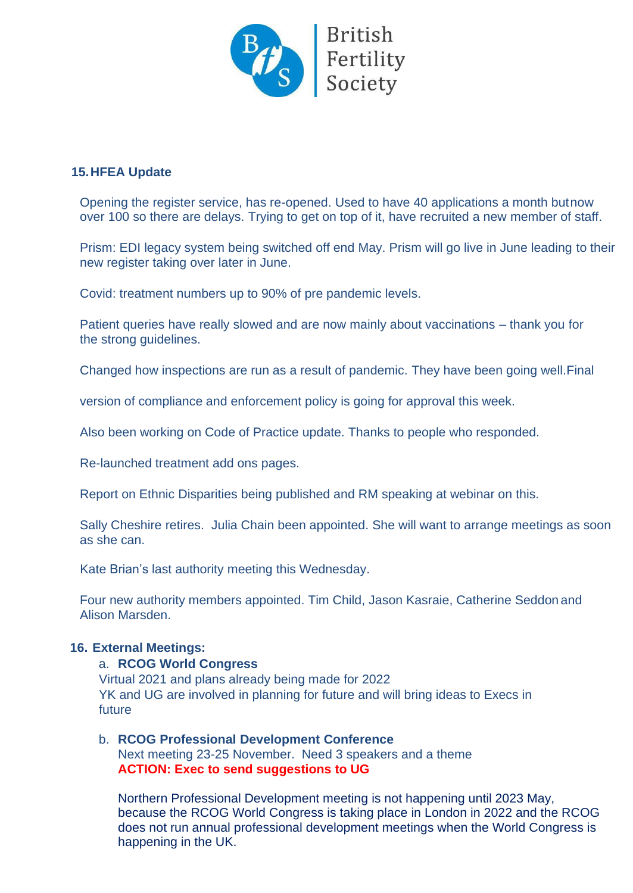## 15. HFEA Update

Opening the register service, has re-opened. Used to have 40 applications a month but now over 100 so there are delays. Trying to get on top of it, have recruited a new member of staff.

Prism: EDI legacy system being switched off end May. Prism will go live in June leading to their new register taking over later in June.

Covid: treatment numbers up to 90% of pre pandemic levels.

Patient queries have really slowed and are now mainly about vaccinations – thank you for the strong guidelines.

Changed how inspections are run as a result of pandemic. They have been going well. Final

version of compliance and enforcement policy is going for approval this week.

Also been working on Code of Practice update. Thanks to people who responded.

Re-launched treatment add ons pages.

Report on Ethnic Disparities being published and RM speaking at webinar on this.

Sally Cheshire retires. Julia Chain been appointed. She will want to arrange meetings as soon as she can.

Kate Brian's last authority meeting this Wednesday.

Four new authority members appointed. Tim Child, Jason Kasraie, Catherine Seddon and Alison Marsden.

## 16. External Meetings:

a. **RCOG World Congress**
Virtual 2021 and plans already being made for 2022
YK and UG are involved in planning for future and will bring ideas to Execs in future

b. **RCOG Professional Development Conference**
Next meeting 23-25 November. Need 3 speakers and a theme
**ACTION: Exec to send suggestions to UG**

Northern Professional Development meeting is not happening until 2023 May, because the RCOG World Congress is taking place in London in 2022 and the RCOG does not run annual professional development meetings when the World Congress is happening in the UK.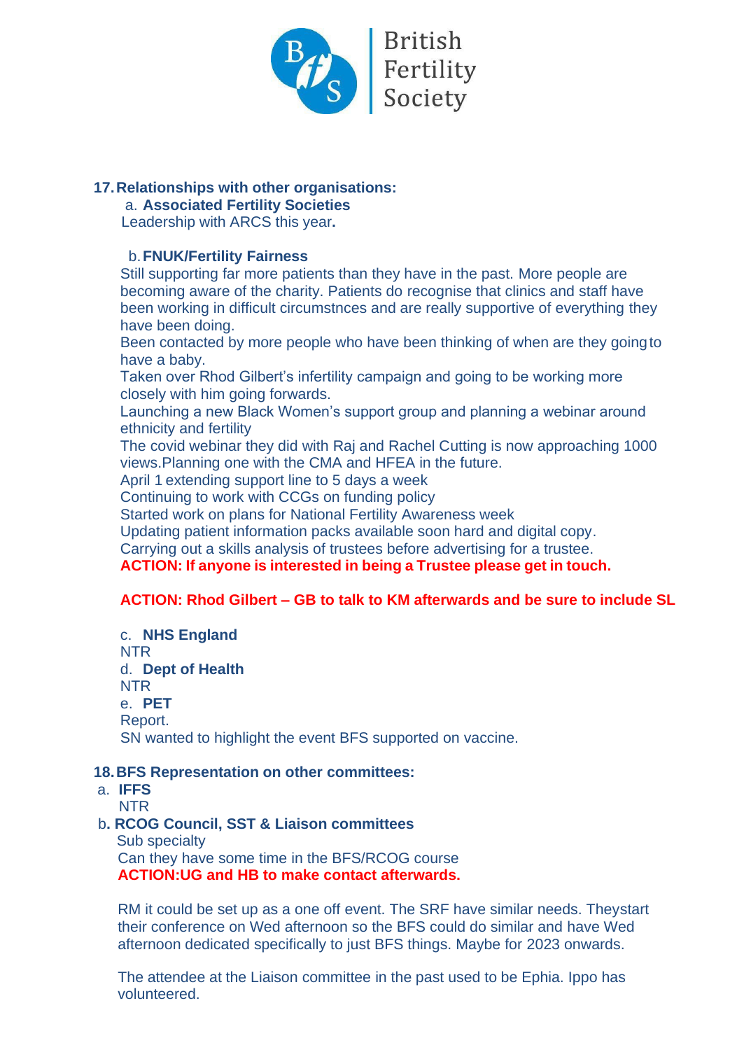British Fertility Society

**17. Relationships with other organisations:**

a. **Associated Fertility Societies**

Leadership with ARCS this year**.**

b. **FNUK/Fertility Fairness**

Still supporting far more patients than they have in the past. More people are becoming aware of the charity. Patients do recognise that clinics and staff have been working in difficult circumstnces and are really supportive of everything they have been doing.

Been contacted by more people who have been thinking of when are they going to have a baby.

Taken over Rhod Gilbert's infertility campaign and going to be working more closely with him going forwards.

Launching a new Black Women's support group and planning a webinar around ethnicity and fertility

The covid webinar they did with Raj and Rachel Cutting is now approaching 1000 views.Planning one with the CMA and HFEA in the future.

April 1 extending support line to 5 days a week

Continuing to work with CCGs on funding policy

Started work on plans for National Fertility Awareness week

Updating patient information packs available soon hard and digital copy.

Carrying out a skills analysis of trustees before advertising for a trustee.

**ACTION: If anyone is interested in being a Trustee please get in touch.**

**ACTION: Rhod Gilbert – GB to talk to KM afterwards and be sure to include SL**

c. **NHS England**

NTR

d. **Dept of Health**

NTR

e. **PET**

Report.

SN wanted to highlight the event BFS supported on vaccine.

**18. BFS Representation on other committees:**

a. **IFFS**

NTR

b**. RCOG Council, SST & Liaison committees**

Sub specialty

Can they have some time in the BFS/RCOG course

**ACTION:UG and HB to make contact afterwards.**

RM it could be set up as a one off event. The SRF have similar needs. Theystart their conference on Wed afternoon so the BFS could do similar and have Wed afternoon dedicated specifically to just BFS things. Maybe for 2023 onwards.

The attendee at the Liaison committee in the past used to be Ephia. Ippo has volunteered.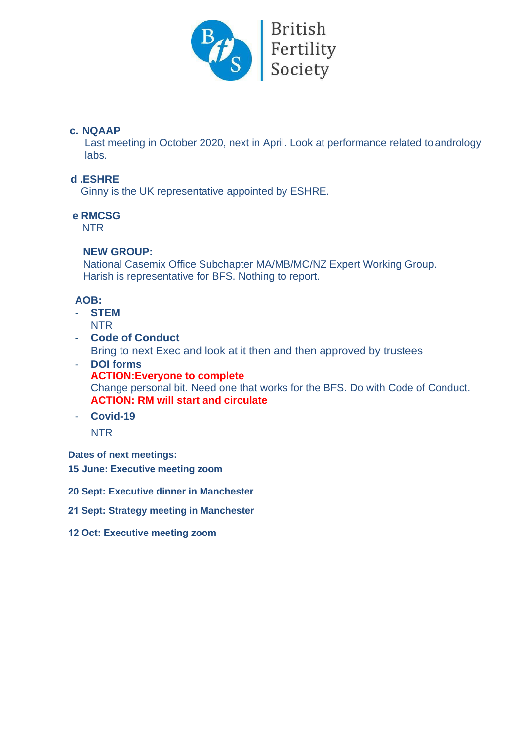**c. NQAAP**

Last meeting in October 2020, next in April. Look at performance related to andrology labs.

**d .ESHRE**

Ginny is the UK representative appointed by ESHRE.

**e RMCSG**

NTR

**NEW GROUP:**

National Casemix Office Subchapter MA/MB/MC/NZ Expert Working Group. Harish is representative for BFS. Nothing to report.

**AOB:**

- **STEM**
  NTR
- **Code of Conduct**
  Bring to next Exec and look at it then and then approved by trustees
- **DOI forms**
  **ACTION:Everyone to complete**
  Change personal bit. Need one that works for the BFS. Do with Code of Conduct.
  **ACTION: RM will start and circulate**
- **Covid-19**
  NTR

**Dates of next meetings:**

**15 June: Executive meeting zoom**

**20 Sept: Executive dinner in Manchester**

**21 Sept: Strategy meeting in Manchester**

**12 Oct: Executive meeting zoom**